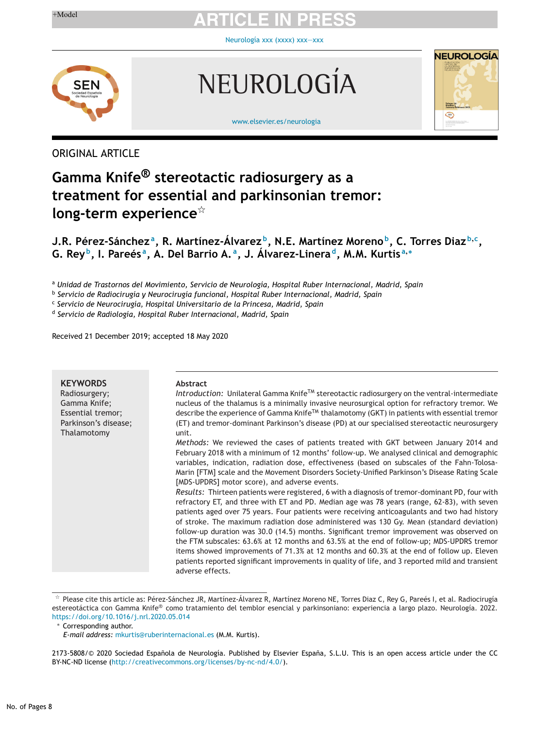ORIGINAL ARTICLE

# Gamma Knife® stereotactic radiosurgery as a treatment for essential and parkinsonian tremor: long-term experience☆

**J.R. Pérez-Sánchez[a], R. Martínez-Álvarez[b], N.E. Martínez Moreno[b], C. Torres Diaz[b,c], G. Rey[b], I. Pareés[a], A. Del Barrio A.[a], J. Álvarez-Linera[d], M.M. Kurtis[a,*]**

[a] *Unidad de Trastornos del Movimiento, Servicio de Neurología, Hospital Ruber Internacional, Madrid, Spain*
[b] *Servicio de Radiocirugía y Neurocirugía funcional, Hospital Ruber Internacional, Madrid, Spain*
[c] *Servicio de Neurocirugía, Hospital Universitario de la Princesa, Madrid, Spain*
[d] *Servicio de Radiología, Hospital Ruber Internacional, Madrid, Spain*

Received 21 December 2019; accepted 18 May 2020

**KEYWORDS**
Radiosurgery;
Gamma Knife;
Essential tremor;
Parkinson's disease;
Thalamotomy

**Abstract**

*Introduction:* Unilateral Gamma Knife™ stereotactic radiosurgery on the ventral-intermediate nucleus of the thalamus is a minimally invasive neurosurgical option for refractory tremor. We describe the experience of Gamma Knife™ thalamotomy (GKT) in patients with essential tremor (ET) and tremor-dominant Parkinson's disease (PD) at our specialised stereotactic neurosurgery unit.

*Methods:* We reviewed the cases of patients treated with GKT between January 2014 and February 2018 with a minimum of 12 months' follow-up. We analysed clinical and demographic variables, indication, radiation dose, effectiveness (based on subscales of the Fahn-Tolosa-Marin [FTM] scale and the Movement Disorders Society-Unified Parkinson's Disease Rating Scale [MDS-UPDRS] motor score), and adverse events.

*Results:* Thirteen patients were registered, 6 with a diagnosis of tremor-dominant PD, four with refractory ET, and three with ET and PD. Median age was 78 years (range, 62-83), with seven patients aged over 75 years. Four patients were receiving anticoagulants and two had history of stroke. The maximum radiation dose administered was 130 Gy. Mean (standard deviation) follow-up duration was 30.0 (14.5) months. Significant tremor improvement was observed on the FTM subscales: 63.6% at 12 months and 63.5% at the end of follow-up; MDS-UPDRS tremor items showed improvements of 71.3% at 12 months and 60.3% at the end of follow up. Eleven patients reported significant improvements in quality of life, and 3 reported mild and transient adverse effects.

☆ Please cite this article as: Pérez-Sánchez JR, Martínez-Álvarez R, Martínez Moreno NE, Torres Diaz C, Rey G, Pareés I, et al. Radiocirugía estereotáctica con Gamma Knife® como tratamiento del temblor esencial y parkinsoniano: experiencia a largo plazo. Neurología. 2022. https://doi.org/10.1016/j.nrl.2020.05.014

\* Corresponding author.
*E-mail address:* mkurtis@ruberinternacional.es (M.M. Kurtis).

2173-5808/© 2020 Sociedad Española de Neurología. Published by Elsevier España, S.L.U. This is an open access article under the CC BY-NC-ND license (http://creativecommons.org/licenses/by-nc-nd/4.0/).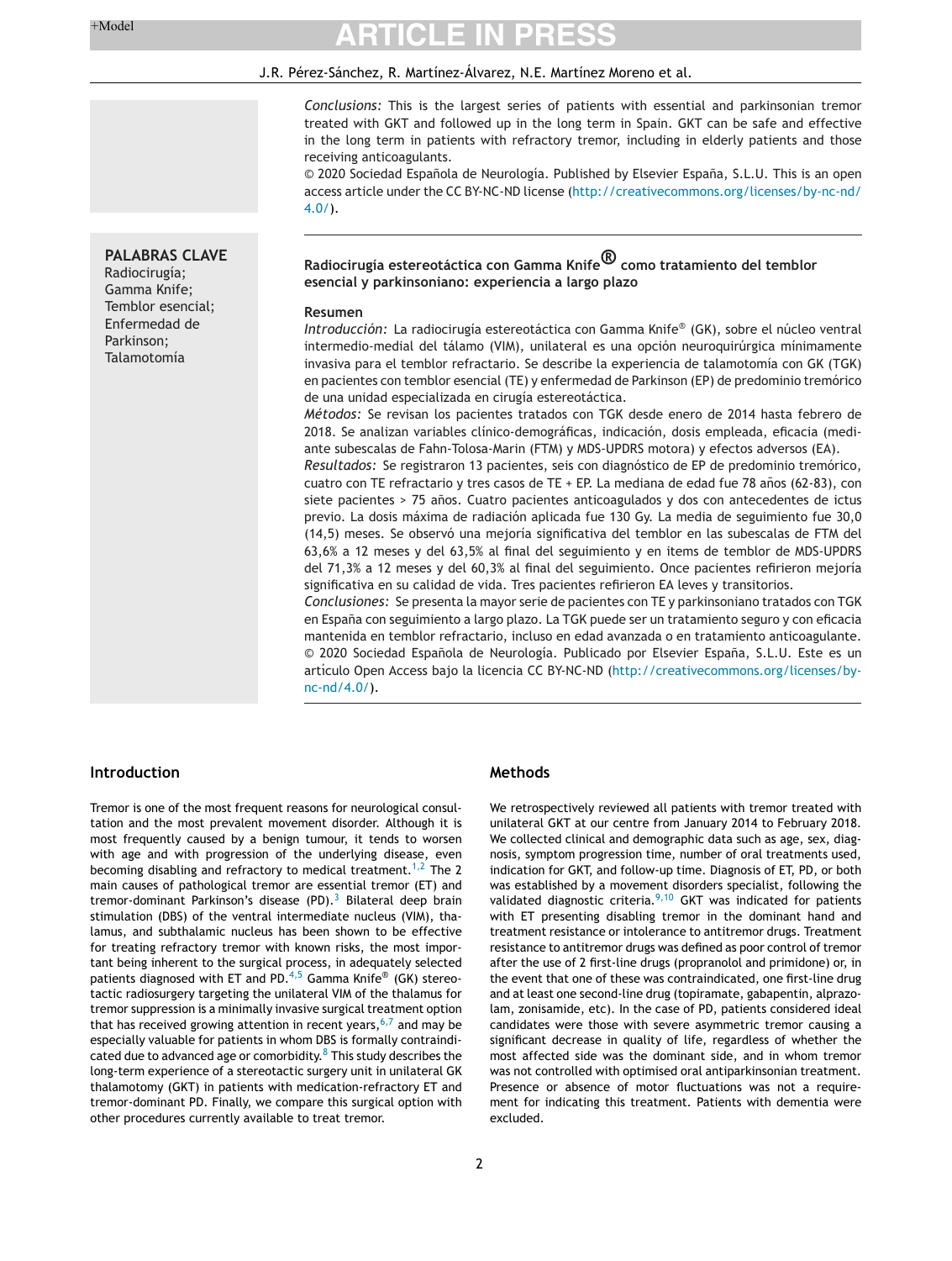*Conclusions:* This is the largest series of patients with essential and parkinsonian tremor treated with GKT and followed up in the long term in Spain. GKT can be safe and effective in the long term in patients with refractory tremor, including in elderly patients and those receiving anticoagulants.

© 2020 Sociedad Española de Neurología. Published by Elsevier España, S.L.U. This is an open access article under the CC BY-NC-ND license (http://creativecommons.org/licenses/by-nc-nd/4.0/).

**PALABRAS CLAVE**
Radiocirugía;
Gamma Knife;
Temblor esencial;
Enfermedad de Parkinson;
Talamotomía

## Radiocirugía estereotáctica con Gamma Knife® como tratamiento del temblor esencial y parkinsoniano: experiencia a largo plazo

**Resumen**

*Introducción:* La radiocirugía estereotáctica con Gamma Knife® (GK), sobre el núcleo ventral intermedio-medial del tálamo (VIM), unilateral es una opción neuroquirúrgica mínimamente invasiva para el temblor refractario. Se describe la experiencia de talamotomía con GK (TGK) en pacientes con temblor esencial (TE) y enfermedad de Parkinson (EP) de predominio tremórico de una unidad especializada en cirugía estereotáctica.

*Métodos:* Se revisan los pacientes tratados con TGK desde enero de 2014 hasta febrero de 2018. Se analizan variables clínico-demográficas, indicación, dosis empleada, eficacia (mediante subescalas de Fahn-Tolosa-Marin (FTM) y MDS-UPDRS motora) y efectos adversos (EA).

*Resultados:* Se registraron 13 pacientes, seis con diagnóstico de EP de predominio tremórico, cuatro con TE refractario y tres casos de TE + EP. La mediana de edad fue 78 años (62-83), con siete pacientes > 75 años. Cuatro pacientes anticoagulados y dos con antecedentes de ictus previo. La dosis máxima de radiación aplicada fue 130 Gy. La media de seguimiento fue 30,0 (14,5) meses. Se observó una mejoría significativa del temblor en las subescalas de FTM del 63,6% a 12 meses y del 63,5% al final del seguimiento y en ítems de temblor de MDS-UPDRS del 71,3% a 12 meses y del 60,3% al final del seguimiento. Once pacientes refirieron mejoría significativa en su calidad de vida. Tres pacientes refirieron EA leves y transitorios.

*Conclusiones:* Se presenta la mayor serie de pacientes con TE y parkinsoniano tratados con TGK en España con seguimiento a largo plazo. La TGK puede ser un tratamiento seguro y con eficacia mantenida en temblor refractario, incluso en edad avanzada o en tratamiento anticoagulante.

© 2020 Sociedad Española de Neurología. Publicado por Elsevier España, S.L.U. Este es un artículo Open Access bajo la licencia CC BY-NC-ND (http://creativecommons.org/licenses/by-nc-nd/4.0/).

## Introduction

Tremor is one of the most frequent reasons for neurological consultation and the most prevalent movement disorder. Although it is most frequently caused by a benign tumour, it tends to worsen with age and with progression of the underlying disease, even becoming disabling and refractory to medical treatment.[1,2] The 2 main causes of pathological tremor are essential tremor (ET) and tremor-dominant Parkinson's disease (PD).[3] Bilateral deep brain stimulation (DBS) of the ventral intermediate nucleus (VIM), thalamus, and subthalamic nucleus has been shown to be effective for treating refractory tremor with known risks, the most important being inherent to the surgical process, in adequately selected patients diagnosed with ET and PD.[4,5] Gamma Knife® (GK) stereotactic radiosurgery targeting the unilateral VIM of the thalamus for tremor suppression is a minimally invasive surgical treatment option that has received growing attention in recent years,[6,7] and may be especially valuable for patients in whom DBS is formally contraindicated due to advanced age or comorbidity.[8] This study describes the long-term experience of a stereotactic surgery unit in unilateral GK thalamotomy (GKT) in patients with medication-refractory ET and tremor-dominant PD. Finally, we compare this surgical option with other procedures currently available to treat tremor.

## Methods

We retrospectively reviewed all patients with tremor treated with unilateral GKT at our centre from January 2014 to February 2018. We collected clinical and demographic data such as age, sex, diagnosis, symptom progression time, number of oral treatments used, indication for GKT, and follow-up time. Diagnosis of ET, PD, or both was established by a movement disorders specialist, following the validated diagnostic criteria.[9,10] GKT was indicated for patients with ET presenting disabling tremor in the dominant hand and treatment resistance or intolerance to antitremor drugs. Treatment resistance to antitremor drugs was defined as poor control of tremor after the use of 2 first-line drugs (propranolol and primidone) or, in the event that one of these was contraindicated, one first-line drug and at least one second-line drug (topiramate, gabapentin, alprazolam, zonisamide, etc). In the case of PD, patients considered ideal candidates were those with severe asymmetric tremor causing a significant decrease in quality of life, regardless of whether the most affected side was the dominant side, and in whom tremor was not controlled with optimised oral antiparkinsonian treatment. Presence or absence of motor fluctuations was not a requirement for indicating this treatment. Patients with dementia were excluded.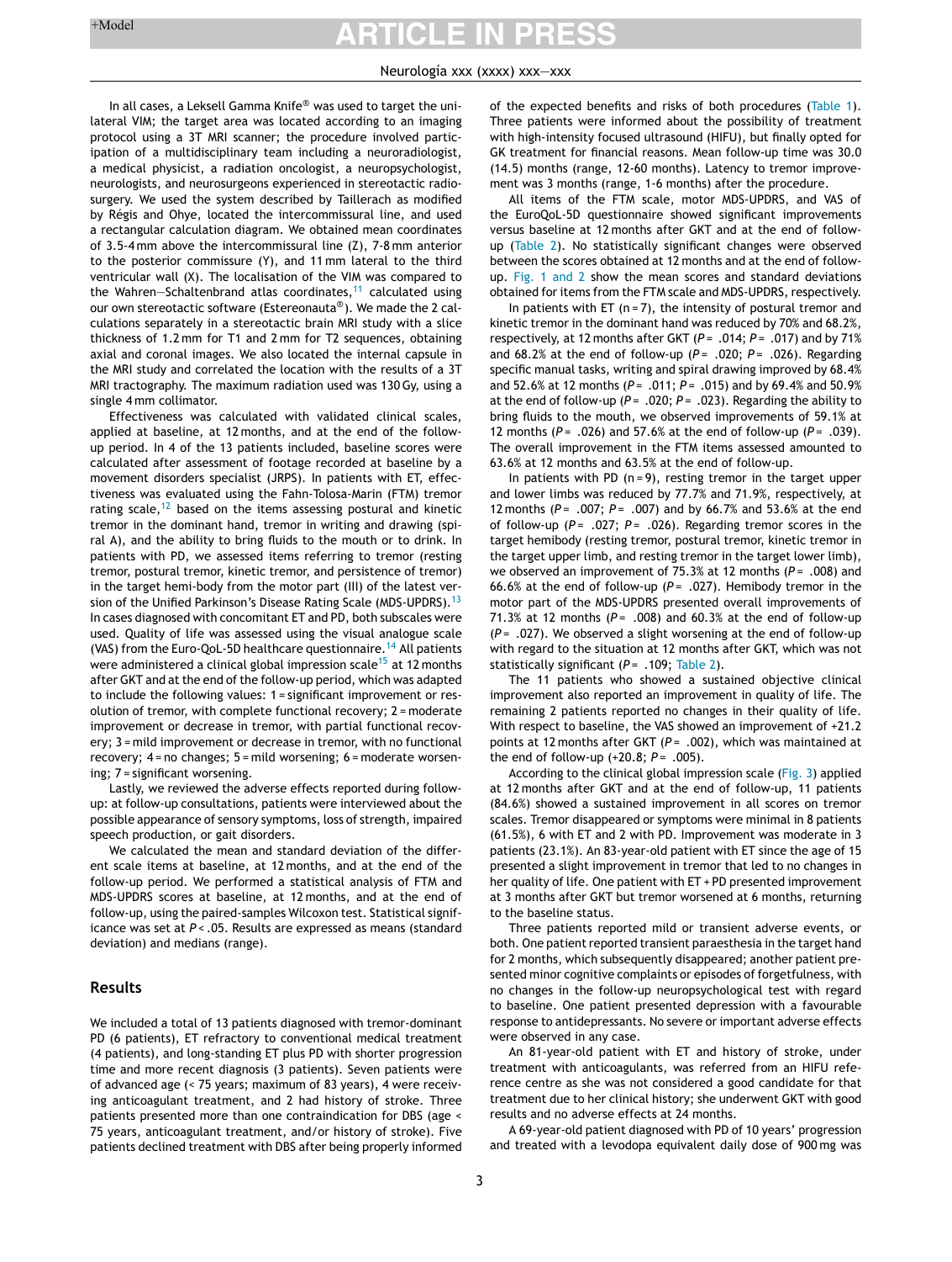In all cases, a Leksell Gamma Knife® was used to target the unilateral VIM; the target area was located according to an imaging protocol using a 3T MRI scanner; the procedure involved participation of a multidisciplinary team including a neuroradiologist, a medical physicist, a radiation oncologist, a neuropsychologist, neurologists, and neurosurgeons experienced in stereotactic radiosurgery. We used the system described by Taillerach as modified by Régis and Ohye, located the intercommissural line, and used a rectangular calculation diagram. We obtained mean coordinates of 3.5-4 mm above the intercommissural line (Z), 7-8 mm anterior to the posterior commissure (Y), and 11 mm lateral to the third ventricular wall (X). The localisation of the VIM was compared to the Wahren—Schaltenbrand atlas coordinates,[11] calculated using our own stereotactic software (Estereonauta®). We made the 2 calculations separately in a stereotactic brain MRI study with a slice thickness of 1.2 mm for T1 and 2 mm for T2 sequences, obtaining axial and coronal images. We also located the internal capsule in the MRI study and correlated the location with the results of a 3T MRI tractography. The maximum radiation used was 130 Gy, using a single 4 mm collimator.

Effectiveness was calculated with validated clinical scales, applied at baseline, at 12 months, and at the end of the follow-up period. In 4 of the 13 patients included, baseline scores were calculated after assessment of footage recorded at baseline by a movement disorders specialist (JRPS). In patients with ET, effectiveness was evaluated using the Fahn-Tolosa-Marin (FTM) tremor rating scale,[12] based on the items assessing postural and kinetic tremor in the dominant hand, tremor in writing and drawing (spiral A), and the ability to bring fluids to the mouth or to drink. In patients with PD, we assessed items referring to tremor (resting tremor, postural tremor, kinetic tremor, and persistence of tremor) in the target hemi-body from the motor part (III) of the latest version of the Unified Parkinson's Disease Rating Scale (MDS-UPDRS).[13] In cases diagnosed with concomitant ET and PD, both subscales were used. Quality of life was assessed using the visual analogue scale (VAS) from the Euro-QoL-5D healthcare questionnaire.[14] All patients were administered a clinical global impression scale[15] at 12 months after GKT and at the end of the follow-up period, which was adapted to include the following values: 1 = significant improvement or resolution of tremor, with complete functional recovery; 2 = moderate improvement or decrease in tremor, with partial functional recovery; 3 = mild improvement or decrease in tremor, with no functional recovery; 4 = no changes; 5 = mild worsening; 6 = moderate worsening; 7 = significant worsening.

Lastly, we reviewed the adverse effects reported during follow-up: at follow-up consultations, patients were interviewed about the possible appearance of sensory symptoms, loss of strength, impaired speech production, or gait disorders.

We calculated the mean and standard deviation of the different scale items at baseline, at 12 months, and at the end of the follow-up period. We performed a statistical analysis of FTM and MDS-UPDRS scores at baseline, at 12 months, and at the end of follow-up, using the paired-samples Wilcoxon test. Statistical significance was set at $P < .05$. Results are expressed as means (standard deviation) and medians (range).

## Results

We included a total of 13 patients diagnosed with tremor-dominant PD (6 patients), ET refractory to conventional medical treatment (4 patients), and long-standing ET plus PD with shorter progression time and more recent diagnosis (3 patients). Seven patients were of advanced age (< 75 years; maximum of 83 years), 4 were receiving anticoagulant treatment, and 2 had history of stroke. Three patients presented more than one contraindication for DBS (age < 75 years, anticoagulant treatment, and/or history of stroke). Five patients declined treatment with DBS after being properly informed of the expected benefits and risks of both procedures (Table 1). Three patients were informed about the possibility of treatment with high-intensity focused ultrasound (HIFU), but finally opted for GK treatment for financial reasons. Mean follow-up time was 30.0 (14.5) months (range, 12-60 months). Latency to tremor improvement was 3 months (range, 1-6 months) after the procedure.

All items of the FTM scale, motor MDS-UPDRS, and VAS of the EuroQoL-5D questionnaire showed significant improvements versus baseline at 12 months after GKT and at the end of follow-up (Table 2). No statistically significant changes were observed between the scores obtained at 12 months and at the end of follow-up. Fig. 1 and 2 show the mean scores and standard deviations obtained for items from the FTM scale and MDS-UPDRS, respectively.

In patients with ET (n = 7), the intensity of postural tremor and kinetic tremor in the dominant hand was reduced by 70% and 68.2%, respectively, at 12 months after GKT ($P = .014$; $P = .017$) and by 71% and 68.2% at the end of follow-up ($P = .020$; $P = .026$). Regarding specific manual tasks, writing and spiral drawing improved by 68.4% and 52.6% at 12 months ($P = .011$; $P = .015$) and by 69.4% and 50.9% at the end of follow-up ($P = .020$; $P = .023$). Regarding the ability to bring fluids to the mouth, we observed improvements of 59.1% at 12 months ($P = .026$) and 57.6% at the end of follow-up ($P = .039$). The overall improvement in the FTM items assessed amounted to 63.6% at 12 months and 63.5% at the end of follow-up.

In patients with PD (n = 9), resting tremor in the target upper and lower limbs was reduced by 77.7% and 71.9%, respectively, at 12 months ($P = .007$; $P = .007$) and by 66.7% and 53.6% at the end of follow-up ($P = .027$; $P = .026$). Regarding tremor scores in the target hemibody (resting tremor, postural tremor, kinetic tremor in the target upper limb, and resting tremor in the target lower limb), we observed an improvement of 75.3% at 12 months ($P = .008$) and 66.6% at the end of follow-up ($P = .027$). Hemibody tremor in the motor part of the MDS-UPDRS presented overall improvements of 71.3% at 12 months ($P = .008$) and 60.3% at the end of follow-up ($P = .027$). We observed a slight worsening at the end of follow-up with regard to the situation at 12 months after GKT, which was not statistically significant ($P = .109$; Table 2).

The 11 patients who showed a sustained objective clinical improvement also reported an improvement in quality of life. The remaining 2 patients reported no changes in their quality of life. With respect to baseline, the VAS showed an improvement of +21.2 points at 12 months after GKT ($P = .002$), which was maintained at the end of follow-up (+20.8; $P = .005$).

According to the clinical global impression scale (Fig. 3) applied at 12 months after GKT and at the end of follow-up, 11 patients (84.6%) showed a sustained improvement in all scores on tremor scales. Tremor disappeared or symptoms were minimal in 8 patients (61.5%), 6 with ET and 2 with PD. Improvement was moderate in 3 patients (23.1%). An 83-year-old patient with ET since the age of 15 presented a slight improvement in tremor that led to no changes in her quality of life. One patient with ET + PD presented improvement at 3 months after GKT but tremor worsened at 6 months, returning to the baseline status.

Three patients reported mild or transient adverse events, or both. One patient reported transient paraesthesia in the target hand for 2 months, which subsequently disappeared; another patient presented minor cognitive complaints or episodes of forgetfulness, with no changes in the follow-up neuropsychological test with regard to baseline. One patient presented depression with a favourable response to antidepressants. No severe or important adverse effects were observed in any case.

An 81-year-old patient with ET and history of stroke, under treatment with anticoagulants, was referred from an HIFU reference centre as she was not considered a good candidate for that treatment due to her clinical history; she underwent GKT with good results and no adverse effects at 24 months.

A 69-year-old patient diagnosed with PD of 10 years' progression and treated with a levodopa equivalent daily dose of 900 mg was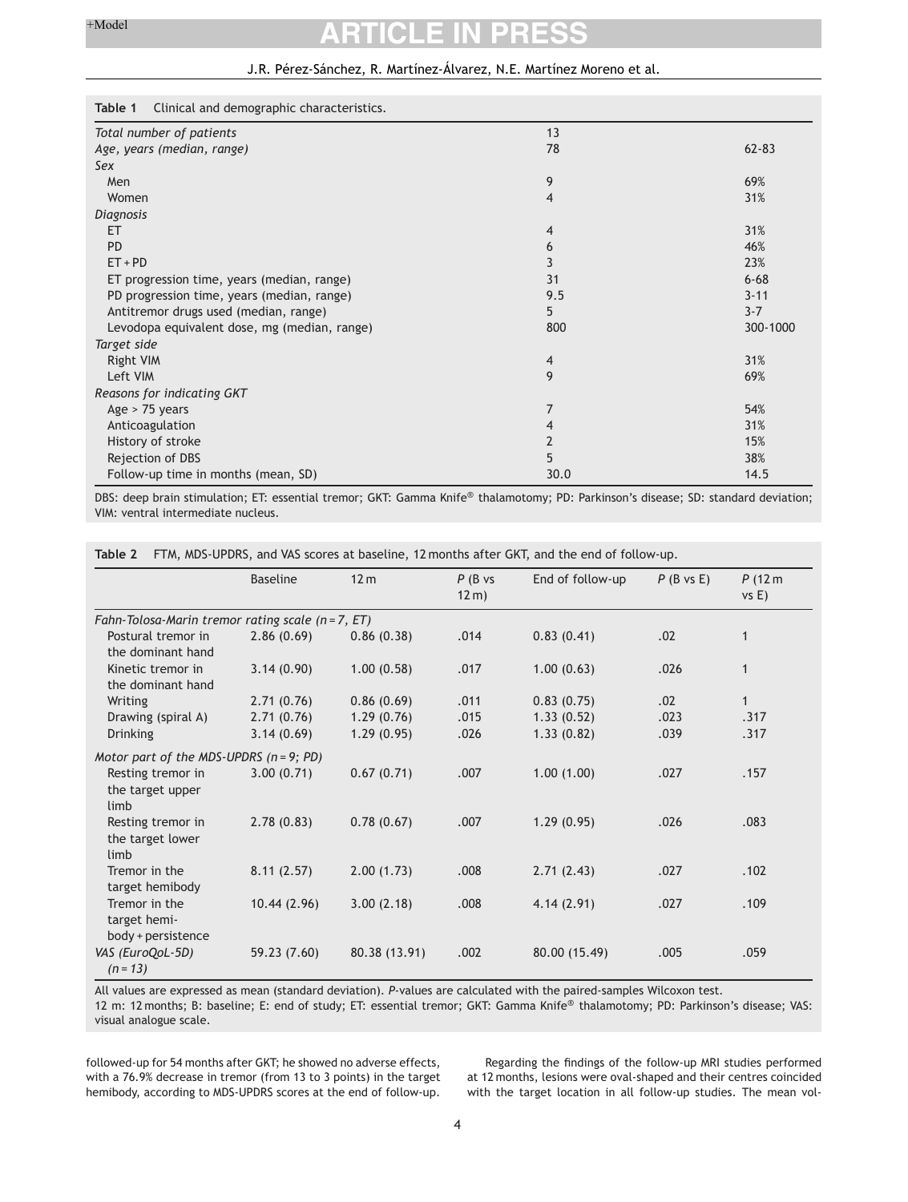**Table 1** Clinical and demographic characteristics.

| | | |
|---|---|---|
| *Total number of patients* | 13 | |
| *Age, years (median, range)* | 78 | 62-83 |
| *Sex* | | |
| Men | 9 | 69% |
| Women | 4 | 31% |
| *Diagnosis* | | |
| ET | 4 | 31% |
| PD | 6 | 46% |
| ET + PD | 3 | 23% |
| ET progression time, years (median, range) | 31 | 6-68 |
| PD progression time, years (median, range) | 9.5 | 3-11 |
| Antitremor drugs used (median, range) | 5 | 3-7 |
| Levodopa equivalent dose, mg (median, range) | 800 | 300-1000 |
| *Target side* | | |
| Right VIM | 4 | 31% |
| Left VIM | 9 | 69% |
| *Reasons for indicating GKT* | | |
| Age > 75 years | 7 | 54% |
| Anticoagulation | 4 | 31% |
| History of stroke | 2 | 15% |
| Rejection of DBS | 5 | 38% |
| Follow-up time in months (mean, SD) | 30.0 | 14.5 |

DBS: deep brain stimulation; ET: essential tremor; GKT: Gamma Knife® thalamotomy; PD: Parkinson's disease; SD: standard deviation; VIM: ventral intermediate nucleus.

**Table 2** FTM, MDS-UPDRS, and VAS scores at baseline, 12 months after GKT, and the end of follow-up.

| | Baseline | 12 m | *P* (B vs 12 m) | End of follow-up | *P* (B vs E) | *P* (12 m vs E) |
|---|---|---|---|---|---|---|
| *Fahn-Tolosa-Marin tremor rating scale (n = 7, ET)* | | | | | | |
| Postural tremor in the dominant hand | 2.86 (0.69) | 0.86 (0.38) | .014 | 0.83 (0.41) | .02 | 1 |
| Kinetic tremor in the dominant hand | 3.14 (0.90) | 1.00 (0.58) | .017 | 1.00 (0.63) | .026 | 1 |
| Writing | 2.71 (0.76) | 0.86 (0.69) | .011 | 0.83 (0.75) | .02 | 1 |
| Drawing (spiral A) | 2.71 (0.76) | 1.29 (0.76) | .015 | 1.33 (0.52) | .023 | .317 |
| Drinking | 3.14 (0.69) | 1.29 (0.95) | .026 | 1.33 (0.82) | .039 | .317 |
| *Motor part of the MDS-UPDRS (n = 9; PD)* | | | | | | |
| Resting tremor in the target upper limb | 3.00 (0.71) | 0.67 (0.71) | .007 | 1.00 (1.00) | .027 | .157 |
| Resting tremor in the target lower limb | 2.78 (0.83) | 0.78 (0.67) | .007 | 1.29 (0.95) | .026 | .083 |
| Tremor in the target hemibody | 8.11 (2.57) | 2.00 (1.73) | .008 | 2.71 (2.43) | .027 | .102 |
| Tremor in the target hemi-body + persistence | 10.44 (2.96) | 3.00 (2.18) | .008 | 4.14 (2.91) | .027 | .109 |
| *VAS (EuroQoL-5D) (n = 13)* | 59.23 (7.60) | 80.38 (13.91) | .002 | 80.00 (15.49) | .005 | .059 |

All values are expressed as mean (standard deviation). *P*-values are calculated with the paired-samples Wilcoxon test.
12 m: 12 months; B: baseline; E: end of study; ET: essential tremor; GKT: Gamma Knife® thalamotomy; PD: Parkinson's disease; VAS: visual analogue scale.

followed-up for 54 months after GKT; he showed no adverse effects, with a 76.9% decrease in tremor (from 13 to 3 points) in the target hemibody, according to MDS-UPDRS scores at the end of follow-up.

Regarding the findings of the follow-up MRI studies performed at 12 months, lesions were oval-shaped and their centres coincided with the target location in all follow-up studies. The mean vol-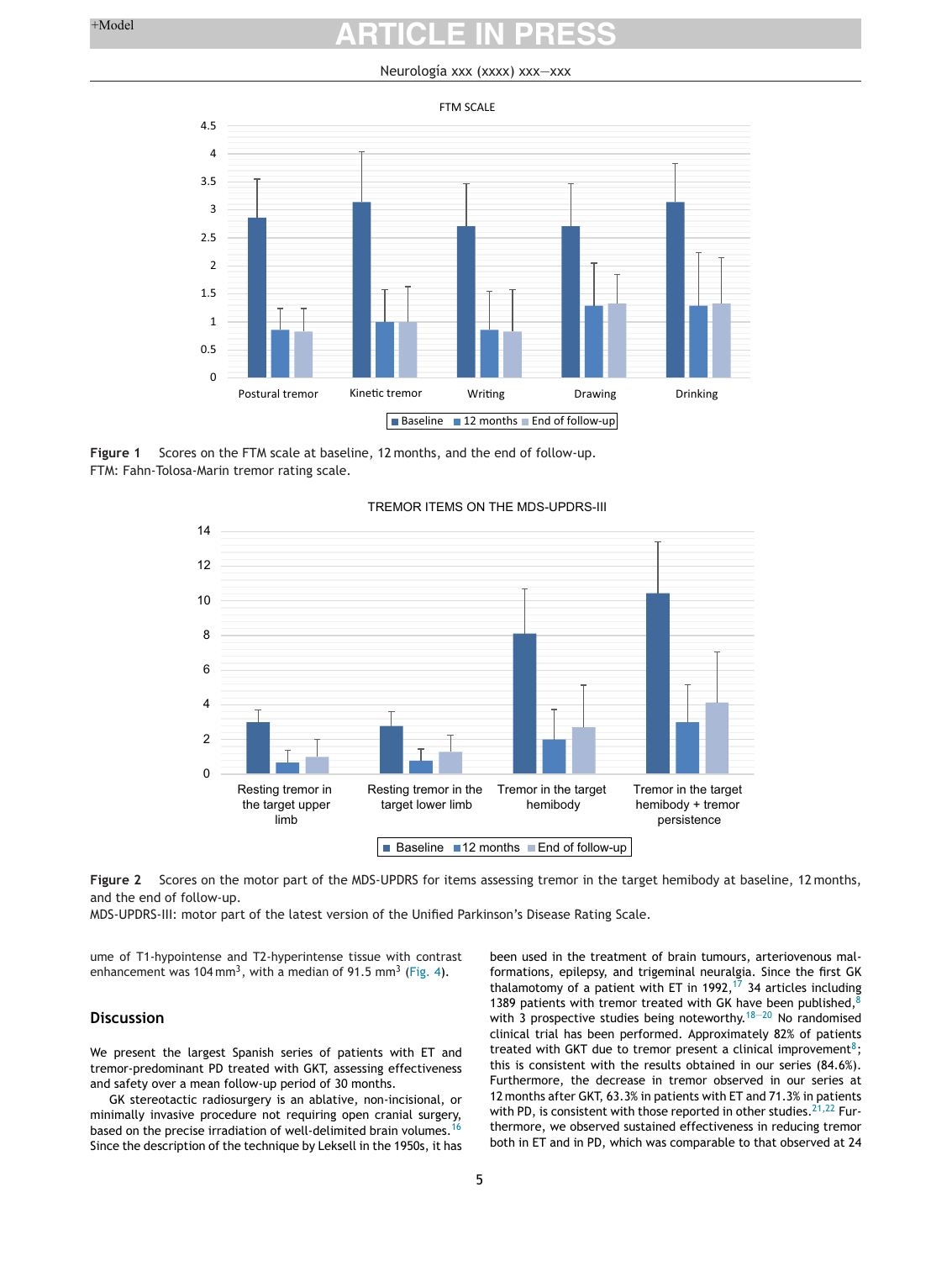Figure 1 Scores on the FTM scale at baseline, 12 months, and the end of follow-up.
FTM: Fahn-Tolosa-Marin tremor rating scale.

Figure 2 Scores on the motor part of the MDS-UPDRS for items assessing tremor in the target hemibody at baseline, 12 months, and the end of follow-up.
MDS-UPDRS-III: motor part of the latest version of the Unified Parkinson's Disease Rating Scale.

ume of T1-hypointense and T2-hyperintense tissue with contrast enhancement was 104 $mm^3$, with a median of 91.5 $mm^3$ (Fig. 4).

## Discussion

We present the largest Spanish series of patients with ET and tremor-predominant PD treated with GKT, assessing effectiveness and safety over a mean follow-up period of 30 months.

GK stereotactic radiosurgery is an ablative, non-incisional, or minimally invasive procedure not requiring open cranial surgery, based on the precise irradiation of well-delimited brain volumes.[16] Since the description of the technique by Leksell in the 1950s, it has been used in the treatment of brain tumours, arteriovenous malformations, epilepsy, and trigeminal neuralgia. Since the first GK thalamotomy of a patient with ET in 1992,[17] 34 articles including 1389 patients with tremor treated with GK have been published,[8] with 3 prospective studies being noteworthy.[18–20] No randomised clinical trial has been performed. Approximately 82% of patients treated with GKT due to tremor present a clinical improvement[8]; this is consistent with the results obtained in our series (84.6%). Furthermore, the decrease in tremor observed in our series at 12 months after GKT, 63.3% in patients with ET and 71.3% in patients with PD, is consistent with those reported in other studies.[21,22] Furthermore, we observed sustained effectiveness in reducing tremor both in ET and in PD, which was comparable to that observed at 24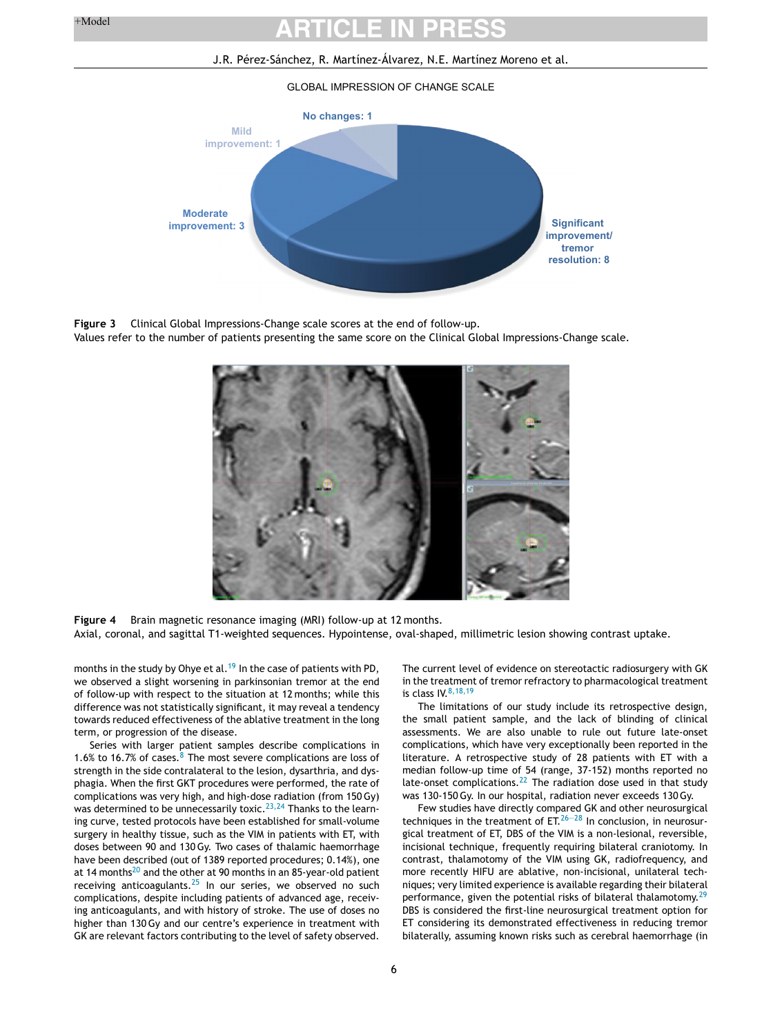GLOBAL IMPRESSION OF CHANGE SCALE

No changes: 1

Mild improvement: 1

Moderate improvement: 3

Significant improvement/ tremor resolution: 8

**Figure 3** Clinical Global Impressions-Change scale scores at the end of follow-up.
Values refer to the number of patients presenting the same score on the Clinical Global Impressions-Change scale.

**Figure 4** Brain magnetic resonance imaging (MRI) follow-up at 12 months.
Axial, coronal, and sagittal T1-weighted sequences. Hypointense, oval-shaped, millimetric lesion showing contrast uptake.

months in the study by Ohye et al.[19] In the case of patients with PD, we observed a slight worsening in parkinsonian tremor at the end of follow-up with respect to the situation at 12 months; while this difference was not statistically significant, it may reveal a tendency towards reduced effectiveness of the ablative treatment in the long term, or progression of the disease.

Series with larger patient samples describe complications in 1.6% to 16.7% of cases.[8] The most severe complications are loss of strength in the side contralateral to the lesion, dysarthria, and dysphagia. When the first GKT procedures were performed, the rate of complications was very high, and high-dose radiation (from 150 Gy) was determined to be unnecessarily toxic.[23,24] Thanks to the learning curve, tested protocols have been established for small-volume surgery in healthy tissue, such as the VIM in patients with ET, with doses between 90 and 130 Gy. Two cases of thalamic haemorrhage have been described (out of 1389 reported procedures; 0.14%), one at 14 months[20] and the other at 90 months in an 85-year-old patient receiving anticoagulants.[25] In our series, we observed no such complications, despite including patients of advanced age, receiving anticoagulants, and with history of stroke. The use of doses no higher than 130 Gy and our centre's experience in treatment with GK are relevant factors contributing to the level of safety observed.

The current level of evidence on stereotactic radiosurgery with GK in the treatment of tremor refractory to pharmacological treatment is class IV.[8,18,19]

The limitations of our study include its retrospective design, the small patient sample, and the lack of blinding of clinical assessments. We are also unable to rule out future late-onset complications, which have very exceptionally been reported in the literature. A retrospective study of 28 patients with ET with a median follow-up time of 54 (range, 37-152) months reported no late-onset complications.[22] The radiation dose used in that study was 130-150 Gy. In our hospital, radiation never exceeds 130 Gy.

Few studies have directly compared GK and other neurosurgical techniques in the treatment of ET.[26–28] In conclusion, in neurosurgical treatment of ET, DBS of the VIM is a non-lesional, reversible, incisional technique, frequently requiring bilateral craniotomy. In contrast, thalamotomy of the VIM using GK, radiofrequency, and more recently HIFU are ablative, non-incisional, unilateral techniques; very limited experience is available regarding their bilateral performance, given the potential risks of bilateral thalamotomy.[29] DBS is considered the first-line neurosurgical treatment option for ET considering its demonstrated effectiveness in reducing tremor bilaterally, assuming known risks such as cerebral haemorrhage (in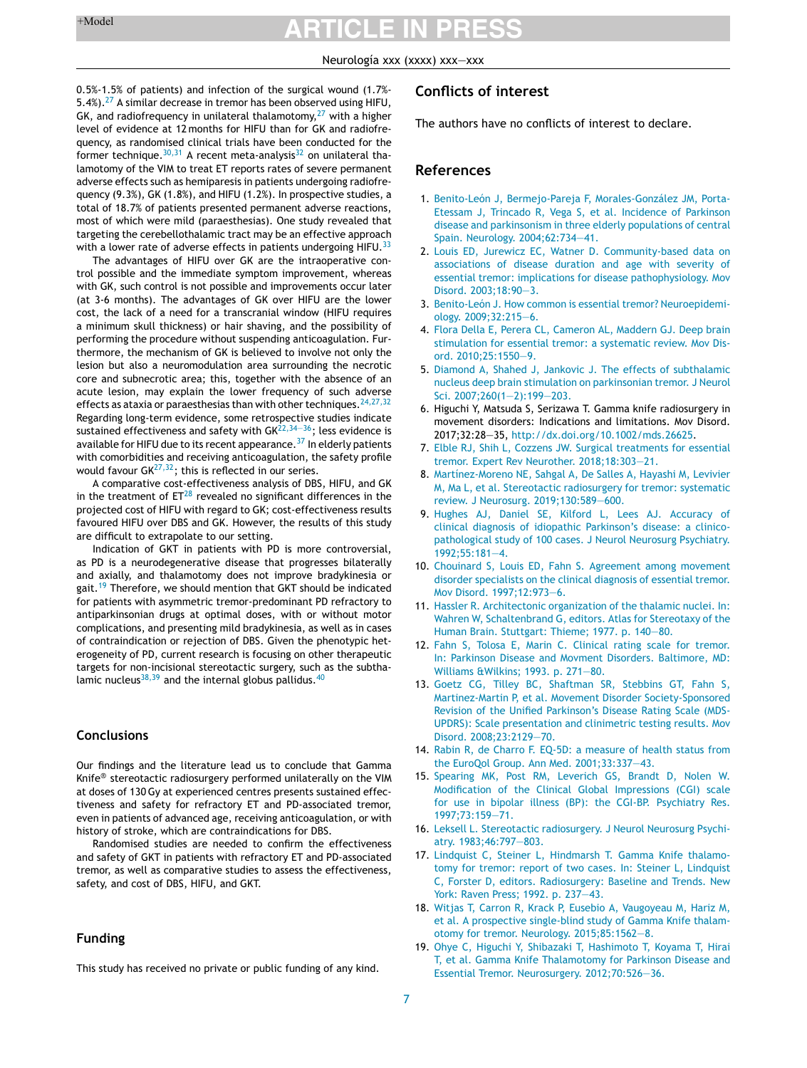0.5%-1.5% of patients) and infection of the surgical wound (1.7%-5.4%).[27] A similar decrease in tremor has been observed using HIFU, GK, and radiofrequency in unilateral thalamotomy,[27] with a higher level of evidence at 12 months for HIFU than for GK and radiofrequency, as randomised clinical trials have been conducted for the former technique.[30,31] A recent meta-analysis[32] on unilateral thalamotomy of the VIM to treat ET reports rates of severe permanent adverse effects such as hemiparesis in patients undergoing radiofrequency (9.3%), GK (1.8%), and HIFU (1.2%). In prospective studies, a total of 18.7% of patients presented permanent adverse reactions, most of which were mild (paraesthesias). One study revealed that targeting the cerebellothalamic tract may be an effective approach with a lower rate of adverse effects in patients undergoing HIFU.[33]

The advantages of HIFU over GK are the intraoperative control possible and the immediate symptom improvement, whereas with GK, such control is not possible and improvements occur later (at 3-6 months). The advantages of GK over HIFU are the lower cost, the lack of a need for a transcranial window (HIFU requires a minimum skull thickness) or hair shaving, and the possibility of performing the procedure without suspending anticoagulation. Furthermore, the mechanism of GK is believed to involve not only the lesion but also a neuromodulation area surrounding the necrotic core and subnecrotic area; this, together with the absence of an acute lesion, may explain the lower frequency of such adverse effects as ataxia or paraesthesias than with other techniques.[24,27,32] Regarding long-term evidence, some retrospective studies indicate sustained effectiveness and safety with GK[22,34–36]; less evidence is available for HIFU due to its recent appearance.[37] In elderly patients with comorbidities and receiving anticoagulation, the safety profile would favour GK[27,32]; this is reflected in our series.

A comparative cost-effectiveness analysis of DBS, HIFU, and GK in the treatment of ET[28] revealed no significant differences in the projected cost of HIFU with regard to GK; cost-effectiveness results favoured HIFU over DBS and GK. However, the results of this study are difficult to extrapolate to our setting.

Indication of GKT in patients with PD is more controversial, as PD is a neurodegenerative disease that progresses bilaterally and axially, and thalamotomy does not improve bradykinesia or gait.[19] Therefore, we should mention that GKT should be indicated for patients with asymmetric tremor-predominant PD refractory to antiparkinsonian drugs at optimal doses, with or without motor complications, and presenting mild bradykinesia, as well as in cases of contraindication or rejection of DBS. Given the phenotypic heterogeneity of PD, current research is focusing on other therapeutic targets for non-incisional stereotactic surgery, such as the subthalamic nucleus[38,39] and the internal globus pallidus.[40]

## Conclusions

Our findings and the literature lead us to conclude that Gamma Knife® stereotactic radiosurgery performed unilaterally on the VIM at doses of 130 Gy at experienced centres presents sustained effectiveness and safety for refractory ET and PD-associated tremor, even in patients of advanced age, receiving anticoagulation, or with history of stroke, which are contraindications for DBS.

Randomised studies are needed to confirm the effectiveness and safety of GKT in patients with refractory ET and PD-associated tremor, as well as comparative studies to assess the effectiveness, safety, and cost of DBS, HIFU, and GKT.

## Funding

This study has received no private or public funding of any kind.

## Conflicts of interest

The authors have no conflicts of interest to declare.

## References

1. Benito-León J, Bermejo-Pareja F, Morales-González JM, Porta-Etessam J, Trincado R, Vega S, et al. Incidence of Parkinson disease and parkinsonism in three elderly populations of central Spain. Neurology. 2004;62:734–41.
2. Louis ED, Jurewicz EC, Watner D. Community-based data on associations of disease duration and age with severity of essential tremor: implications for disease pathophysiology. Mov Disord. 2003;18:90–3.
3. Benito-León J. How common is essential tremor? Neuroepidemiology. 2009;32:215–6.
4. Flora Della E, Perera CL, Cameron AL, Maddern GJ. Deep brain stimulation for essential tremor: a systematic review. Mov Disord. 2010;25:1550–9.
5. Diamond A, Shahed J, Jankovic J. The effects of subthalamic nucleus deep brain stimulation on parkinsonian tremor. J Neurol Sci. 2007;260(1–2):199–203.
6. Higuchi Y, Matsuda S, Serizawa T. Gamma knife radiosurgery in movement disorders: Indications and limitations. Mov Disord. 2017;32:28–35, http://dx.doi.org/10.1002/mds.26625.
7. Elble RJ, Shih L, Cozzens JW. Surgical treatments for essential tremor. Expert Rev Neurother. 2018;18:303–21.
8. Martínez-Moreno NE, Sahgal A, De Salles A, Hayashi M, Levivier M, Ma L, et al. Stereotactic radiosurgery for tremor: systematic review. J Neurosurg. 2019;130:589–600.
9. Hughes AJ, Daniel SE, Kilford L, Lees AJ. Accuracy of clinical diagnosis of idiopathic Parkinson's disease: a clinico-pathological study of 100 cases. J Neurol Neurosurg Psychiatry. 1992;55:181–4.
10. Chouinard S, Louis ED, Fahn S. Agreement among movement disorder specialists on the clinical diagnosis of essential tremor. Mov Disord. 1997;12:973–6.
11. Hassler R. Architectonic organization of the thalamic nuclei. In: Wahren W, Schaltenbrand G, editors. Atlas for Stereotaxy of the Human Brain. Stuttgart: Thieme; 1977. p. 140–80.
12. Fahn S, Tolosa E, Marin C. Clinical rating scale for tremor. In: Parkinson Disease and Movment Disorders. Baltimore, MD: Williams &Wilkins; 1993. p. 271–80.
13. Goetz CG, Tilley BC, Shaftman SR, Stebbins GT, Fahn S, Martinez-Martin P, et al. Movement Disorder Society-Sponsored Revision of the Unified Parkinson's Disease Rating Scale (MDS-UPDRS): Scale presentation and clinimetric testing results. Mov Disord. 2008;23:2129–70.
14. Rabin R, de Charro F. EQ-5D: a measure of health status from the EuroQol Group. Ann Med. 2001;33:337–43.
15. Spearing MK, Post RM, Leverich GS, Brandt D, Nolen W. Modification of the Clinical Global Impressions (CGI) scale for use in bipolar illness (BP): the CGI-BP. Psychiatry Res. 1997;73:159–71.
16. Leksell L. Stereotactic radiosurgery. J Neurol Neurosurg Psychiatry. 1983;46:797–803.
17. Lindquist C, Steiner L, Hindmarsh T. Gamma Knife thalamotomy for tremor: report of two cases. In: Steiner L, Lindquist C, Forster D, editors. Radiosurgery: Baseline and Trends. New York: Raven Press; 1992. p. 237–43.
18. Witjas T, Carron R, Krack P, Eusebio A, Vaugoyeau M, Hariz M, et al. A prospective single-blind study of Gamma Knife thalamotomy for tremor. Neurology. 2015;85:1562–8.
19. Ohye C, Higuchi Y, Shibazaki T, Hashimoto T, Koyama T, Hirai T, et al. Gamma Knife Thalamotomy for Parkinson Disease and Essential Tremor. Neurosurgery. 2012;70:526–36.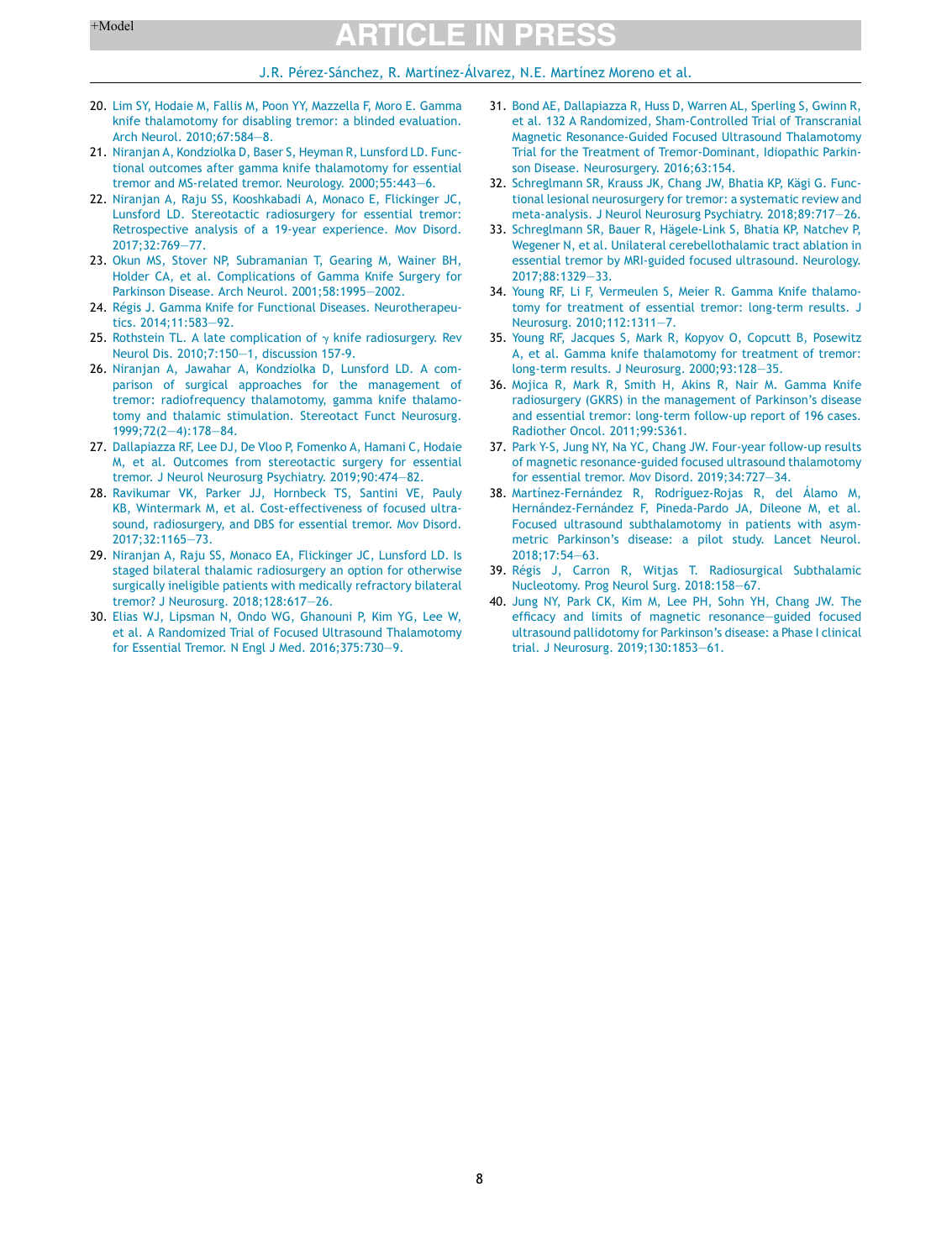20. Lim SY, Hodaie M, Fallis M, Poon YY, Mazzella F, Moro E. Gamma knife thalamotomy for disabling tremor: a blinded evaluation. Arch Neurol. 2010;67:584—8.
21. Niranjan A, Kondziolka D, Baser S, Heyman R, Lunsford LD. Functional outcomes after gamma knife thalamotomy for essential tremor and MS-related tremor. Neurology. 2000;55:443—6.
22. Niranjan A, Raju SS, Kooshkabadi A, Monaco E, Flickinger JC, Lunsford LD. Stereotactic radiosurgery for essential tremor: Retrospective analysis of a 19-year experience. Mov Disord. 2017;32:769—77.
23. Okun MS, Stover NP, Subramanian T, Gearing M, Wainer BH, Holder CA, et al. Complications of Gamma Knife Surgery for Parkinson Disease. Arch Neurol. 2001;58:1995—2002.
24. Régis J. Gamma Knife for Functional Diseases. Neurotherapeutics. 2014;11:583—92.
25. Rothstein TL. A late complication of $\gamma$ knife radiosurgery. Rev Neurol Dis. 2010;7:150—1, discussion 157-9.
26. Niranjan A, Jawahar A, Kondziolka D, Lunsford LD. A comparison of surgical approaches for the management of tremor: radiofrequency thalamotomy, gamma knife thalamotomy and thalamic stimulation. Stereotact Funct Neurosurg. 1999;72(2—4):178—84.
27. Dallapiazza RF, Lee DJ, De Vloo P, Fomenko A, Hamani C, Hodaie M, et al. Outcomes from stereotactic surgery for essential tremor. J Neurol Neurosurg Psychiatry. 2019;90:474—82.
28. Ravikumar VK, Parker JJ, Hornbeck TS, Santini VE, Pauly KB, Wintermark M, et al. Cost-effectiveness of focused ultrasound, radiosurgery, and DBS for essential tremor. Mov Disord. 2017;32:1165—73.
29. Niranjan A, Raju SS, Monaco EA, Flickinger JC, Lunsford LD. Is staged bilateral thalamic radiosurgery an option for otherwise surgically ineligible patients with medically refractory bilateral tremor? J Neurosurg. 2018;128:617—26.
30. Elias WJ, Lipsman N, Ondo WG, Ghanouni P, Kim YG, Lee W, et al. A Randomized Trial of Focused Ultrasound Thalamotomy for Essential Tremor. N Engl J Med. 2016;375:730—9.
31. Bond AE, Dallapiazza R, Huss D, Warren AL, Sperling S, Gwinn R, et al. 132 A Randomized, Sham-Controlled Trial of Transcranial Magnetic Resonance-Guided Focused Ultrasound Thalamotomy Trial for the Treatment of Tremor-Dominant, Idiopathic Parkinson Disease. Neurosurgery. 2016;63:154.
32. Schreglmann SR, Krauss JK, Chang JW, Bhatia KP, Kägi G. Functional lesional neurosurgery for tremor: a systematic review and meta-analysis. J Neurol Neurosurg Psychiatry. 2018;89:717—26.
33. Schreglmann SR, Bauer R, Hägele-Link S, Bhatia KP, Natchev P, Wegener N, et al. Unilateral cerebellothalamic tract ablation in essential tremor by MRI-guided focused ultrasound. Neurology. 2017;88:1329—33.
34. Young RF, Li F, Vermeulen S, Meier R. Gamma Knife thalamotomy for treatment of essential tremor: long-term results. J Neurosurg. 2010;112:1311—7.
35. Young RF, Jacques S, Mark R, Kopyov O, Copcutt B, Posewitz A, et al. Gamma knife thalamotomy for treatment of tremor: long-term results. J Neurosurg. 2000;93:128—35.
36. Mojica R, Mark R, Smith H, Akins R, Nair M. Gamma Knife radiosurgery (GKRS) in the management of Parkinson's disease and essential tremor: long-term follow-up report of 196 cases. Radiother Oncol. 2011;99:S361.
37. Park Y-S, Jung NY, Na YC, Chang JW. Four-year follow-up results of magnetic resonance-guided focused ultrasound thalamotomy for essential tremor. Mov Disord. 2019;34:727—34.
38. Martínez-Fernández R, Rodríguez-Rojas R, del Álamo M, Hernández-Fernández F, Pineda-Pardo JA, Dileone M, et al. Focused ultrasound subthalamotomy in patients with asymmetric Parkinson's disease: a pilot study. Lancet Neurol. 2018;17:54—63.
39. Régis J, Carron R, Witjas T. Radiosurgical Subthalamic Nucleotomy. Prog Neurol Surg. 2018:158—67.
40. Jung NY, Park CK, Kim M, Lee PH, Sohn YH, Chang JW. The efficacy and limits of magnetic resonance—guided focused ultrasound pallidotomy for Parkinson's disease: a Phase I clinical trial. J Neurosurg. 2019;130:1853—61.